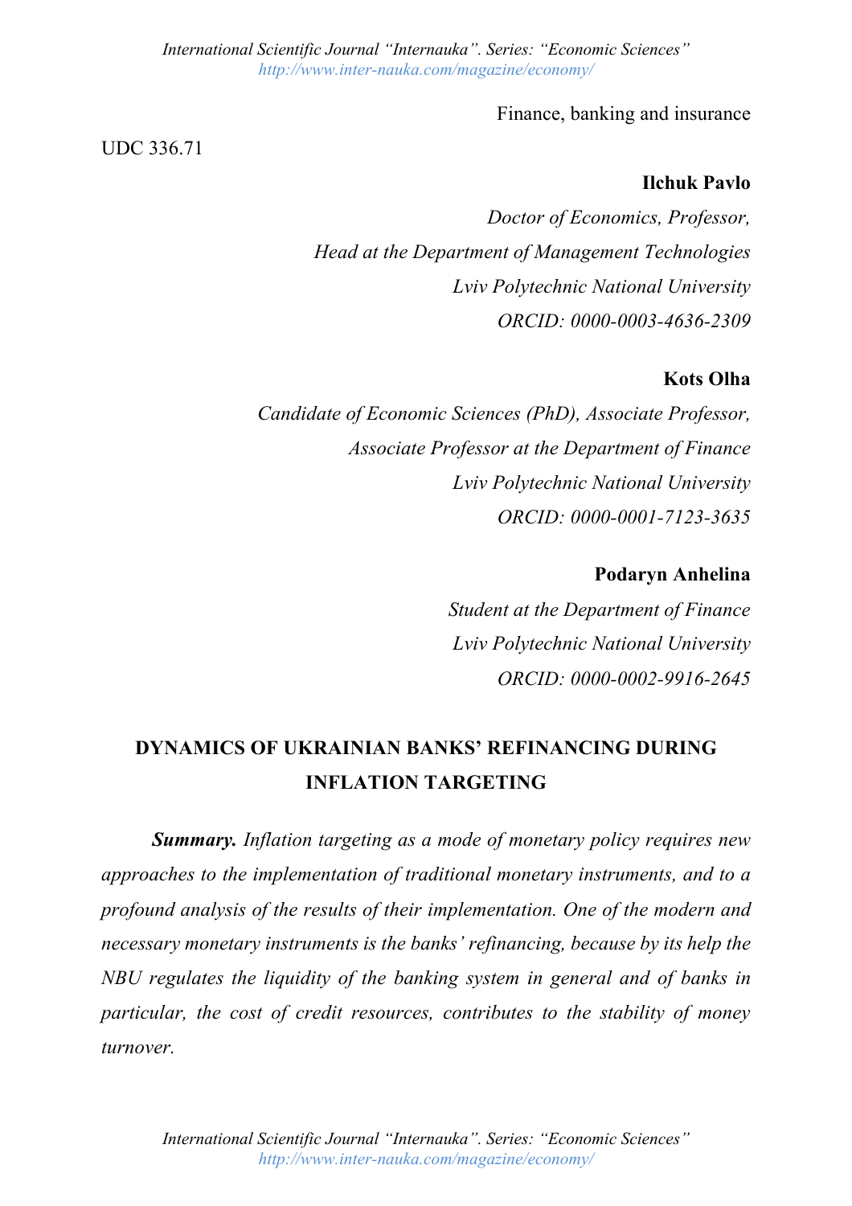Finance, banking and insurance

UDC 336.71

**Ilchuk Pavlo**

*Doctor of Economics, Professor,*
*Head at the Department of Management Technologies*
*Lviv Polytechnic National University*
*ORCID: 0000-0003-4636-2309*

**Kots Olha**

*Candidate of Economic Sciences (PhD), Associate Professor,*
*Associate Professor at the Department of Finance*
*Lviv Polytechnic National University*
*ORCID: 0000-0001-7123-3635*

**Podaryn Anhelina**

*Student at the Department of Finance*
*Lviv Polytechnic National University*
*ORCID: 0000-0002-9916-2645*

# DYNAMICS OF UKRAINIAN BANKS' REFINANCING DURING INFLATION TARGETING

***Summary.*** *Inflation targeting as a mode of monetary policy requires new approaches to the implementation of traditional monetary instruments, and to a profound analysis of the results of their implementation. One of the modern and necessary monetary instruments is the banks' refinancing, because by its help the NBU regulates the liquidity of the banking system in general and of banks in particular, the cost of credit resources, contributes to the stability of money turnover.*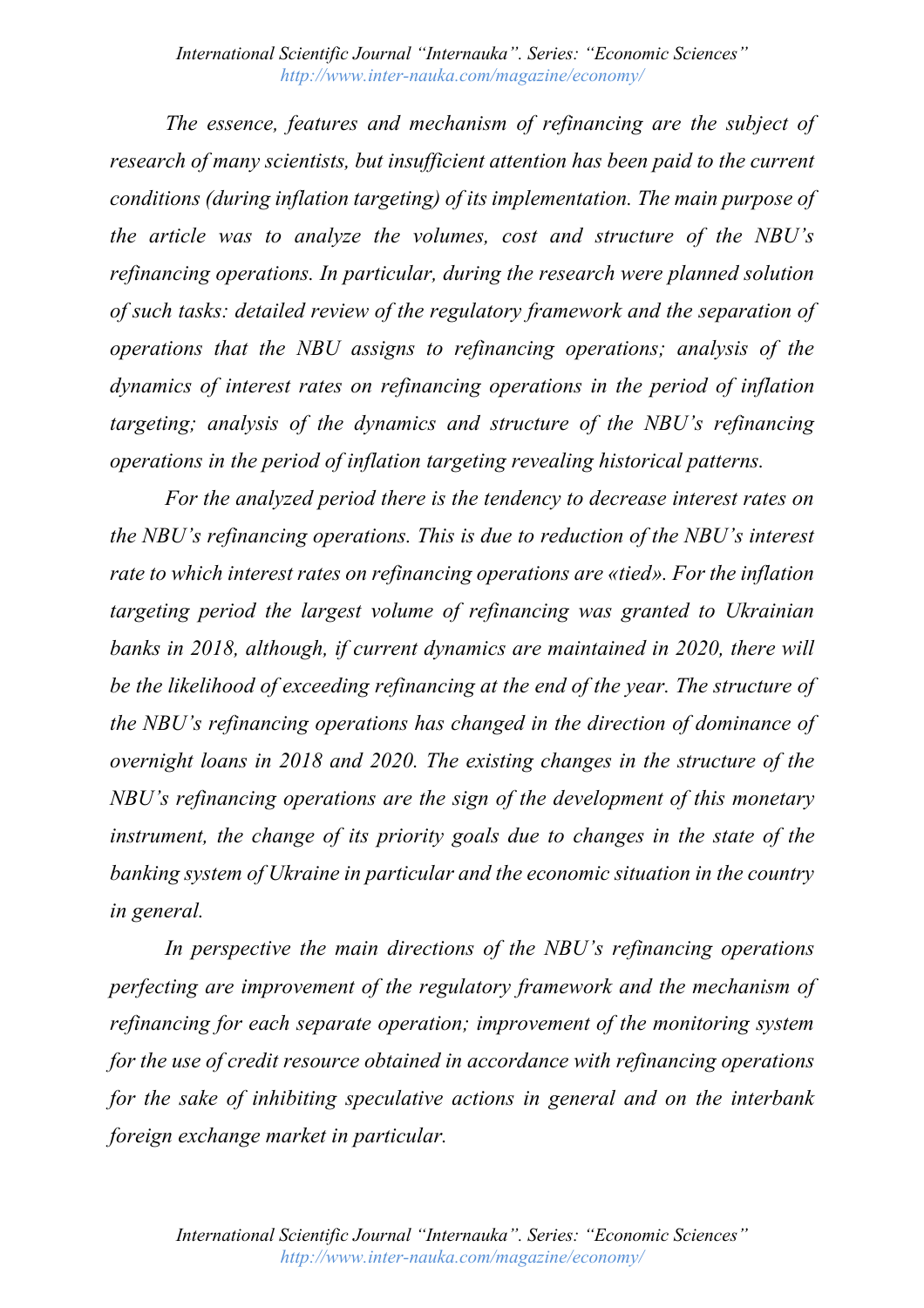*The essence, features and mechanism of refinancing are the subject of research of many scientists, but insufficient attention has been paid to the current conditions (during inflation targeting) of its implementation. The main purpose of the article was to analyze the volumes, cost and structure of the NBU's refinancing operations. In particular, during the research were planned solution of such tasks: detailed review of the regulatory framework and the separation of operations that the NBU assigns to refinancing operations; analysis of the dynamics of interest rates on refinancing operations in the period of inflation targeting; analysis of the dynamics and structure of the NBU's refinancing operations in the period of inflation targeting revealing historical patterns.*

*For the analyzed period there is the tendency to decrease interest rates on the NBU's refinancing operations. This is due to reduction of the NBU's interest rate to which interest rates on refinancing operations are «tied». For the inflation targeting period the largest volume of refinancing was granted to Ukrainian banks in 2018, although, if current dynamics are maintained in 2020, there will be the likelihood of exceeding refinancing at the end of the year. The structure of the NBU's refinancing operations has changed in the direction of dominance of overnight loans in 2018 and 2020. The existing changes in the structure of the NBU's refinancing operations are the sign of the development of this monetary instrument, the change of its priority goals due to changes in the state of the banking system of Ukraine in particular and the economic situation in the country in general.*

*In perspective the main directions of the NBU's refinancing operations perfecting are improvement of the regulatory framework and the mechanism of refinancing for each separate operation; improvement of the monitoring system for the use of credit resource obtained in accordance with refinancing operations for the sake of inhibiting speculative actions in general and on the interbank foreign exchange market in particular.*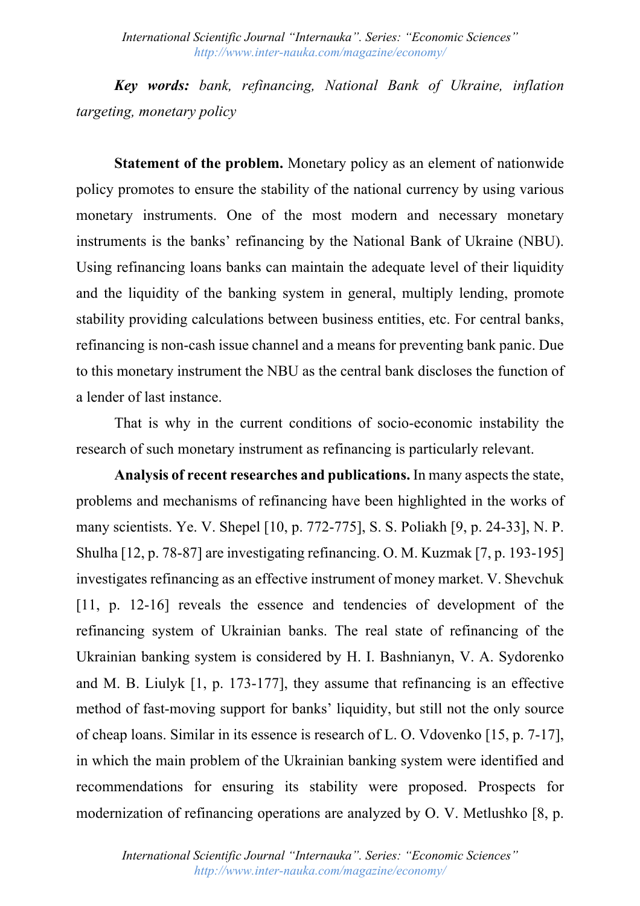***Key words:*** *bank, refinancing, National Bank of Ukraine, inflation targeting, monetary policy*

**Statement of the problem.** Monetary policy as an element of nationwide policy promotes to ensure the stability of the national currency by using various monetary instruments. One of the most modern and necessary monetary instruments is the banks' refinancing by the National Bank of Ukraine (NBU). Using refinancing loans banks can maintain the adequate level of their liquidity and the liquidity of the banking system in general, multiply lending, promote stability providing calculations between business entities, etc. For central banks, refinancing is non-cash issue channel and a means for preventing bank panic. Due to this monetary instrument the NBU as the central bank discloses the function of a lender of last instance.

That is why in the current conditions of socio-economic instability the research of such monetary instrument as refinancing is particularly relevant.

**Analysis of recent researches and publications.** In many aspects the state, problems and mechanisms of refinancing have been highlighted in the works of many scientists. Ye. V. Shepel [10, p. 772-775], S. S. Poliakh [9, p. 24-33], N. P. Shulha [12, p. 78-87] are investigating refinancing. O. M. Kuzmak [7, p. 193-195] investigates refinancing as an effective instrument of money market. V. Shevchuk [11, p. 12-16] reveals the essence and tendencies of development of the refinancing system of Ukrainian banks. The real state of refinancing of the Ukrainian banking system is considered by H. I. Bashnianyn, V. A. Sydorenko and M. B. Liulyk [1, p. 173-177], they assume that refinancing is an effective method of fast-moving support for banks' liquidity, but still not the only source of cheap loans. Similar in its essence is research of L. O. Vdovenko [15, p. 7-17], in which the main problem of the Ukrainian banking system were identified and recommendations for ensuring its stability were proposed. Prospects for modernization of refinancing operations are analyzed by O. V. Metlushko [8, p.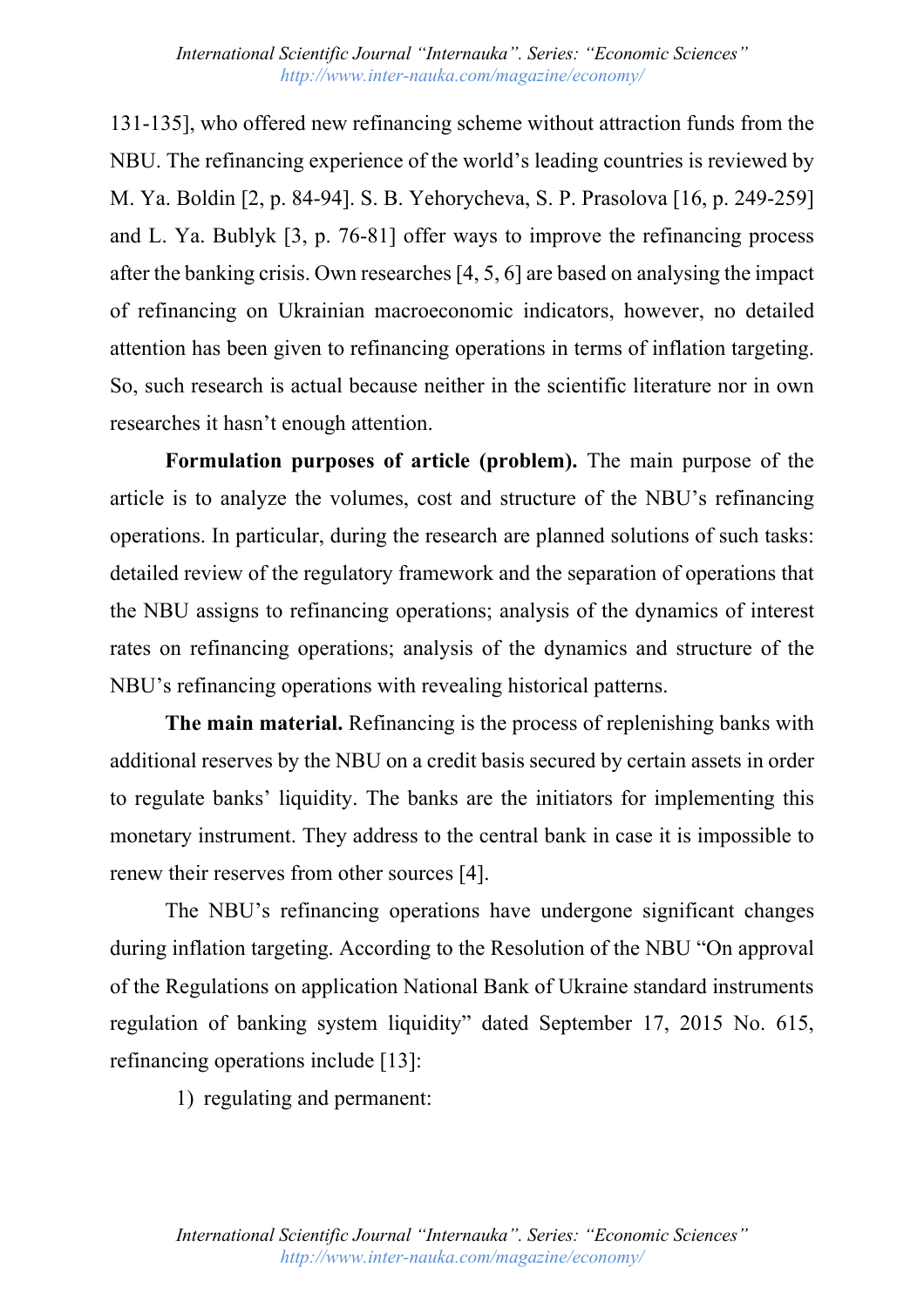131-135], who offered new refinancing scheme without attraction funds from the NBU. The refinancing experience of the world's leading countries is reviewed by M. Ya. Boldin [2, p. 84-94]. S. B. Yehorycheva, S. P. Prasolova [16, p. 249-259] and L. Ya. Bublyk [3, p. 76-81] offer ways to improve the refinancing process after the banking crisis. Own researches [4, 5, 6] are based on analysing the impact of refinancing on Ukrainian macroeconomic indicators, however, no detailed attention has been given to refinancing operations in terms of inflation targeting. So, such research is actual because neither in the scientific literature nor in own researches it hasn't enough attention.

**Formulation purposes of article (problem).** The main purpose of the article is to analyze the volumes, cost and structure of the NBU's refinancing operations. In particular, during the research are planned solutions of such tasks: detailed review of the regulatory framework and the separation of operations that the NBU assigns to refinancing operations; analysis of the dynamics of interest rates on refinancing operations; analysis of the dynamics and structure of the NBU's refinancing operations with revealing historical patterns.

**The main material.** Refinancing is the process of replenishing banks with additional reserves by the NBU on a credit basis secured by certain assets in order to regulate banks' liquidity. The banks are the initiators for implementing this monetary instrument. They address to the central bank in case it is impossible to renew their reserves from other sources [4].

The NBU's refinancing operations have undergone significant changes during inflation targeting. According to the Resolution of the NBU "On approval of the Regulations on application National Bank of Ukraine standard instruments regulation of banking system liquidity" dated September 17, 2015 No. 615, refinancing operations include [13]:

1) regulating and permanent: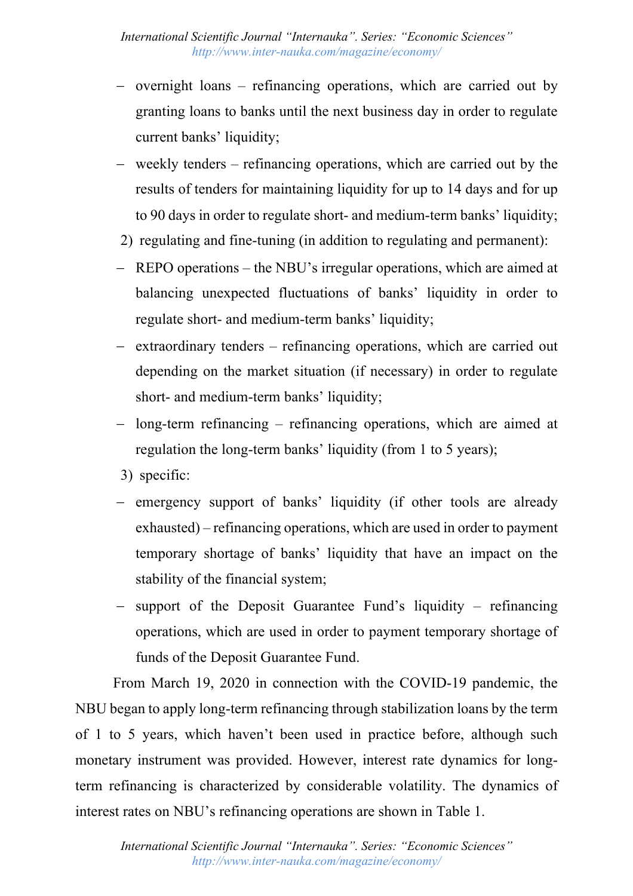- overnight loans – refinancing operations, which are carried out by granting loans to banks until the next business day in order to regulate current banks' liquidity;
- weekly tenders – refinancing operations, which are carried out by the results of tenders for maintaining liquidity for up to 14 days and for up to 90 days in order to regulate short- and medium-term banks' liquidity;

2) regulating and fine-tuning (in addition to regulating and permanent):

- REPO operations – the NBU's irregular operations, which are aimed at balancing unexpected fluctuations of banks' liquidity in order to regulate short- and medium-term banks' liquidity;
- extraordinary tenders – refinancing operations, which are carried out depending on the market situation (if necessary) in order to regulate short- and medium-term banks' liquidity;
- long-term refinancing – refinancing operations, which are aimed at regulation the long-term banks' liquidity (from 1 to 5 years);

3) specific:

- emergency support of banks' liquidity (if other tools are already exhausted) – refinancing operations, which are used in order to payment temporary shortage of banks' liquidity that have an impact on the stability of the financial system;
- support of the Deposit Guarantee Fund's liquidity – refinancing operations, which are used in order to payment temporary shortage of funds of the Deposit Guarantee Fund.

From March 19, 2020 in connection with the COVID-19 pandemic, the NBU began to apply long-term refinancing through stabilization loans by the term of 1 to 5 years, which haven't been used in practice before, although such monetary instrument was provided. However, interest rate dynamics for long-term refinancing is characterized by considerable volatility. The dynamics of interest rates on NBU's refinancing operations are shown in Table 1.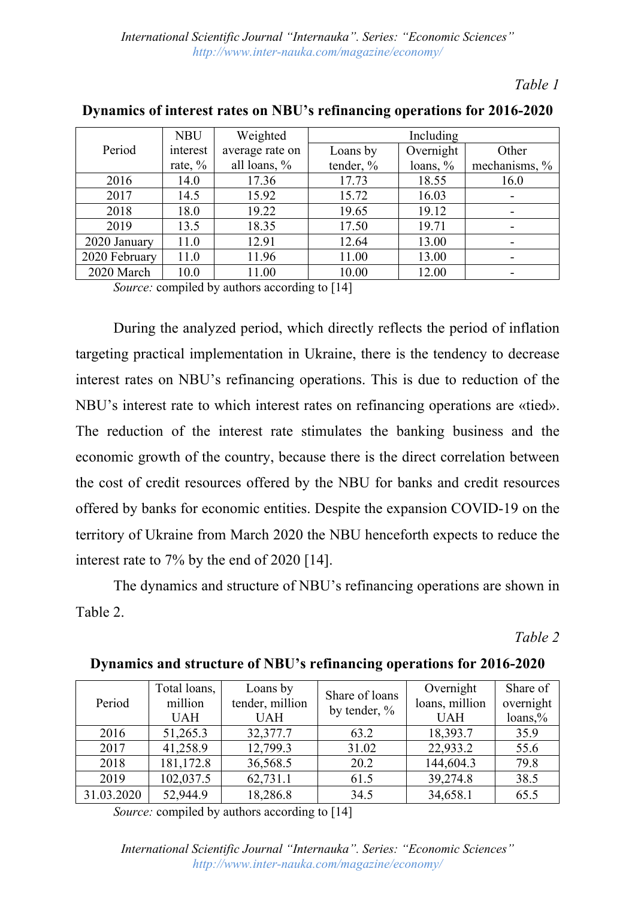*Table 1*

**Dynamics of interest rates on NBU's refinancing operations for 2016-2020**

| Period | NBU interest rate, % | Weighted average rate on all loans, % | Including | | |
|---|---|---|---|---|---|
| | | | Loans by tender, % | Overnight loans, % | Other mechanisms, % |
| 2016 | 14.0 | 17.36 | 17.73 | 18.55 | 16.0 |
| 2017 | 14.5 | 15.92 | 15.72 | 16.03 | - |
| 2018 | 18.0 | 19.22 | 19.65 | 19.12 | - |
| 2019 | 13.5 | 18.35 | 17.50 | 19.71 | - |
| 2020 January | 11.0 | 12.91 | 12.64 | 13.00 | - |
| 2020 February | 11.0 | 11.96 | 11.00 | 13.00 | - |
| 2020 March | 10.0 | 11.00 | 10.00 | 12.00 | - |

*Source:* compiled by authors according to [14]

During the analyzed period, which directly reflects the period of inflation targeting practical implementation in Ukraine, there is the tendency to decrease interest rates on NBU's refinancing operations. This is due to reduction of the NBU's interest rate to which interest rates on refinancing operations are «tied». The reduction of the interest rate stimulates the banking business and the economic growth of the country, because there is the direct correlation between the cost of credit resources offered by the NBU for banks and credit resources offered by banks for economic entities. Despite the expansion COVID-19 on the territory of Ukraine from March 2020 the NBU henceforth expects to reduce the interest rate to 7% by the end of 2020 [14].

The dynamics and structure of NBU's refinancing operations are shown in Table 2.

*Table 2*

**Dynamics and structure of NBU's refinancing operations for 2016-2020**

| Period | Total loans, million UAH | Loans by tender, million UAH | Share of loans by tender, % | Overnight loans, million UAH | Share of overnight loans,% |
|---|---|---|---|---|---|
| 2016 | 51,265.3 | 32,377.7 | 63.2 | 18,393.7 | 35.9 |
| 2017 | 41,258.9 | 12,799.3 | 31.02 | 22,933.2 | 55.6 |
| 2018 | 181,172.8 | 36,568.5 | 20.2 | 144,604.3 | 79.8 |
| 2019 | 102,037.5 | 62,731.1 | 61.5 | 39,274.8 | 38.5 |
| 31.03.2020 | 52,944.9 | 18,286.8 | 34.5 | 34,658.1 | 65.5 |

*Source:* compiled by authors according to [14]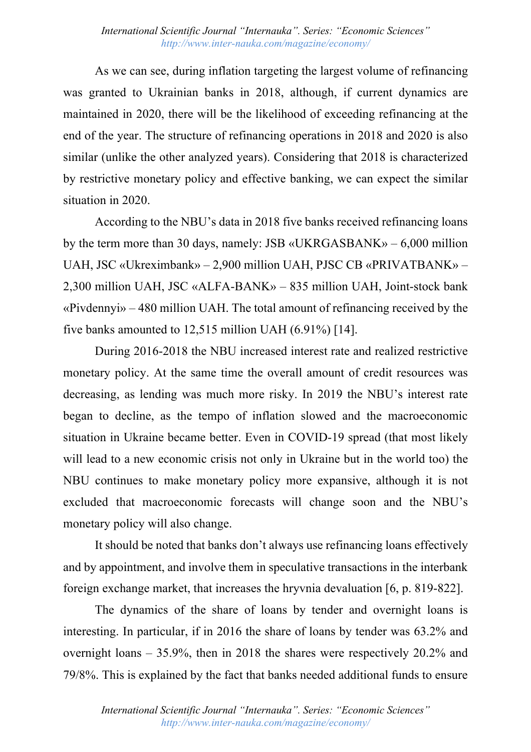As we can see, during inflation targeting the largest volume of refinancing was granted to Ukrainian banks in 2018, although, if current dynamics are maintained in 2020, there will be the likelihood of exceeding refinancing at the end of the year. The structure of refinancing operations in 2018 and 2020 is also similar (unlike the other analyzed years). Considering that 2018 is characterized by restrictive monetary policy and effective banking, we can expect the similar situation in 2020.

According to the NBU's data in 2018 five banks received refinancing loans by the term more than 30 days, namely: JSB «UKRGASBANK» – 6,000 million UAH, JSC «Ukreximbank» – 2,900 million UAH, PJSC CB «PRIVATBANK» – 2,300 million UAH, JSC «ALFA-BANK» – 835 million UAH, Joint-stock bank «Pivdennyi» – 480 million UAH. The total amount of refinancing received by the five banks amounted to 12,515 million UAH (6.91%) [14].

During 2016-2018 the NBU increased interest rate and realized restrictive monetary policy. At the same time the overall amount of credit resources was decreasing, as lending was much more risky. In 2019 the NBU's interest rate began to decline, as the tempo of inflation slowed and the macroeconomic situation in Ukraine became better. Even in COVID-19 spread (that most likely will lead to a new economic crisis not only in Ukraine but in the world too) the NBU continues to make monetary policy more expansive, although it is not excluded that macroeconomic forecasts will change soon and the NBU's monetary policy will also change.

It should be noted that banks don't always use refinancing loans effectively and by appointment, and involve them in speculative transactions in the interbank foreign exchange market, that increases the hryvnia devaluation [6, p. 819-822].

The dynamics of the share of loans by tender and overnight loans is interesting. In particular, if in 2016 the share of loans by tender was 63.2% and overnight loans – 35.9%, then in 2018 the shares were respectively 20.2% and 79/8%. This is explained by the fact that banks needed additional funds to ensure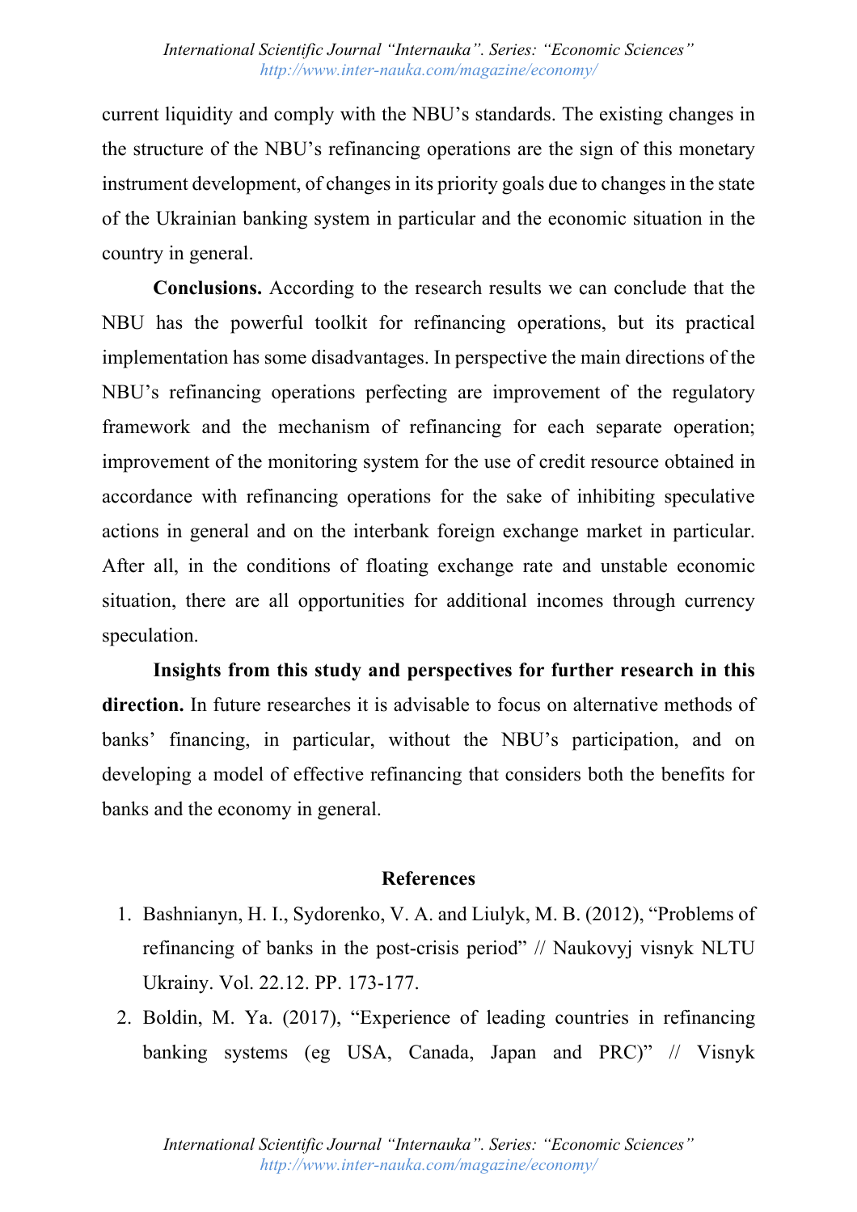current liquidity and comply with the NBU's standards. The existing changes in the structure of the NBU's refinancing operations are the sign of this monetary instrument development, of changes in its priority goals due to changes in the state of the Ukrainian banking system in particular and the economic situation in the country in general.

**Conclusions.** According to the research results we can conclude that the NBU has the powerful toolkit for refinancing operations, but its practical implementation has some disadvantages. In perspective the main directions of the NBU's refinancing operations perfecting are improvement of the regulatory framework and the mechanism of refinancing for each separate operation; improvement of the monitoring system for the use of credit resource obtained in accordance with refinancing operations for the sake of inhibiting speculative actions in general and on the interbank foreign exchange market in particular. After all, in the conditions of floating exchange rate and unstable economic situation, there are all opportunities for additional incomes through currency speculation.

**Insights from this study and perspectives for further research in this direction.** In future researches it is advisable to focus on alternative methods of banks' financing, in particular, without the NBU's participation, and on developing a model of effective refinancing that considers both the benefits for banks and the economy in general.

## References

1. Bashnianyn, H. I., Sydorenko, V. A. and Liulyk, M. B. (2012), "Problems of refinancing of banks in the post-crisis period" // Naukovyj visnyk NLTU Ukrainy. Vol. 22.12. PP. 173-177.
2. Boldin, M. Ya. (2017), "Experience of leading countries in refinancing banking systems (eg USA, Canada, Japan and PRC)" // Visnyk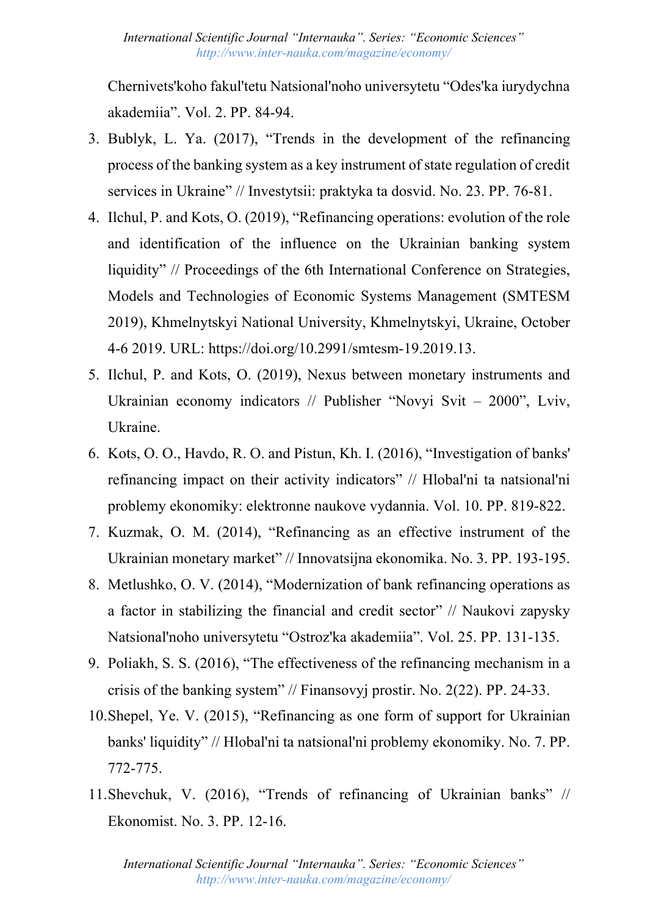Chernivets'koho fakul'tetu Natsional'noho universytetu "Odes'ka iurydychna akademiia". Vol. 2. PP. 84-94.

3. Bublyk, L. Ya. (2017), "Trends in the development of the refinancing process of the banking system as a key instrument of state regulation of credit services in Ukraine" // Investytsii: praktyka ta dosvid. No. 23. PP. 76-81.
4. Ilchul, P. and Kots, O. (2019), "Refinancing operations: evolution of the role and identification of the influence on the Ukrainian banking system liquidity" // Proceedings of the 6th International Conference on Strategies, Models and Technologies of Economic Systems Management (SMTESM 2019), Khmelnytskyi National University, Khmelnytskyi, Ukraine, October 4-6 2019. URL: https://doi.org/10.2991/smtesm-19.2019.13.
5. Ilchul, P. and Kots, O. (2019), Nexus between monetary instruments and Ukrainian economy indicators // Publisher "Novyi Svit – 2000", Lviv, Ukraine.
6. Kots, O. O., Havdo, R. O. and Pistun, Kh. I. (2016), "Investigation of banks' refinancing impact on their activity indicators" // Hlobal'ni ta natsional'ni problemy ekonomiky: elektronne naukove vydannia. Vol. 10. PP. 819-822.
7. Kuzmak, O. M. (2014), "Refinancing as an effective instrument of the Ukrainian monetary market" // Innovatsijna ekonomika. No. 3. PP. 193-195.
8. Metlushko, O. V. (2014), "Modernization of bank refinancing operations as a factor in stabilizing the financial and credit sector" // Naukovi zapysky Natsional'noho universytetu "Ostroz'ka akademiia". Vol. 25. PP. 131-135.
9. Poliakh, S. S. (2016), "The effectiveness of the refinancing mechanism in a crisis of the banking system" // Finansovyj prostir. No. 2(22). PP. 24-33.
10. Shepel, Ye. V. (2015), "Refinancing as one form of support for Ukrainian banks' liquidity" // Hlobal'ni ta natsional'ni problemy ekonomiky. No. 7. PP. 772-775.
11. Shevchuk, V. (2016), "Trends of refinancing of Ukrainian banks" // Ekonomist. No. 3. PP. 12-16.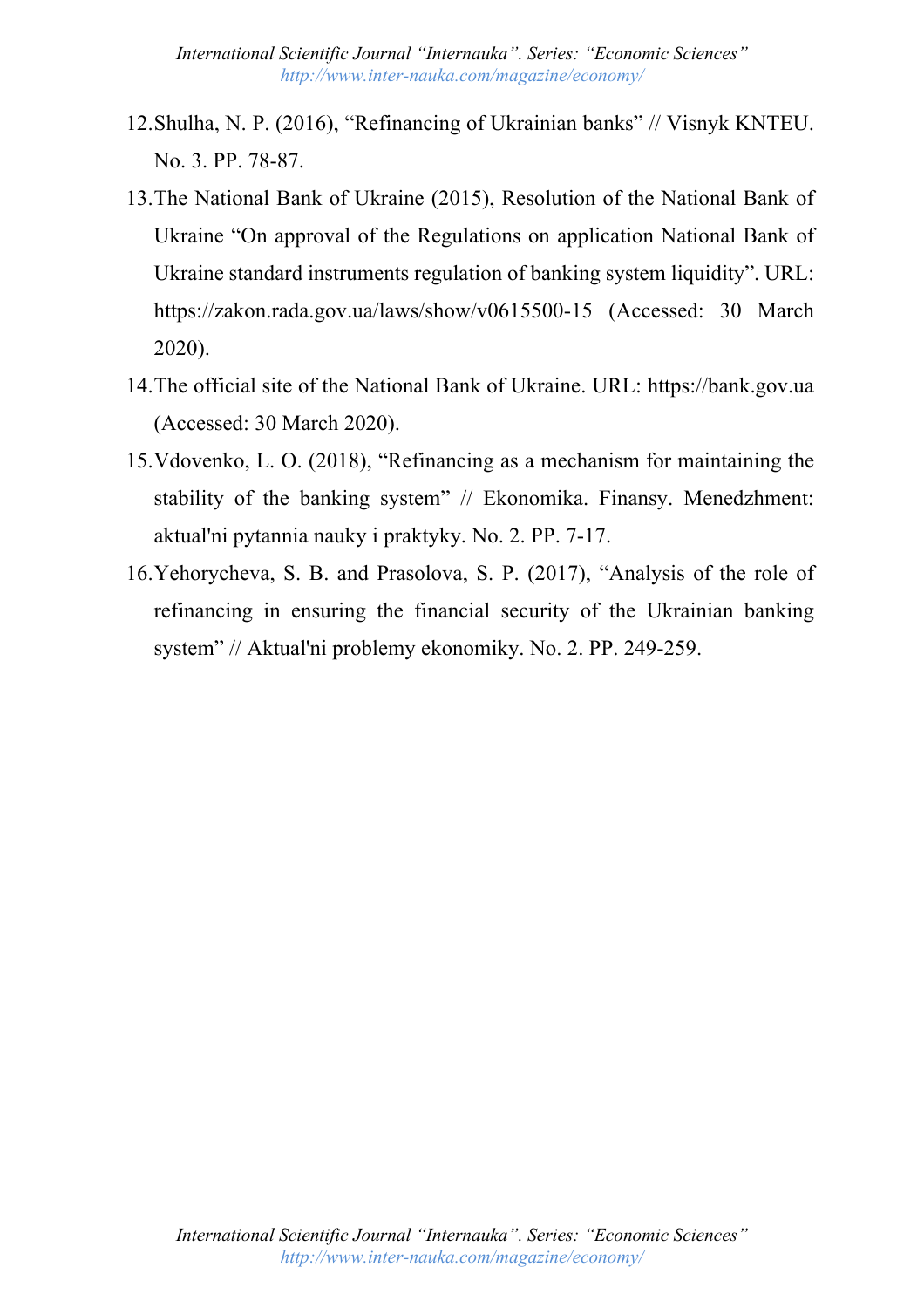12. Shulha, N. P. (2016), “Refinancing of Ukrainian banks” // Visnyk KNTEU. No. 3. PP. 78-87.
13. The National Bank of Ukraine (2015), Resolution of the National Bank of Ukraine “On approval of the Regulations on application National Bank of Ukraine standard instruments regulation of banking system liquidity”. URL: https://zakon.rada.gov.ua/laws/show/v0615500-15 (Accessed: 30 March 2020).
14. The official site of the National Bank of Ukraine. URL: https://bank.gov.ua (Accessed: 30 March 2020).
15. Vdovenko, L. O. (2018), “Refinancing as a mechanism for maintaining the stability of the banking system” // Ekonomika. Finansy. Menedzhment: aktual'ni pytannia nauky i praktyky. No. 2. PP. 7-17.
16. Yehorycheva, S. B. and Prasolova, S. P. (2017), “Analysis of the role of refinancing in ensuring the financial security of the Ukrainian banking system” // Aktual'ni problemy ekonomiky. No. 2. PP. 249-259.